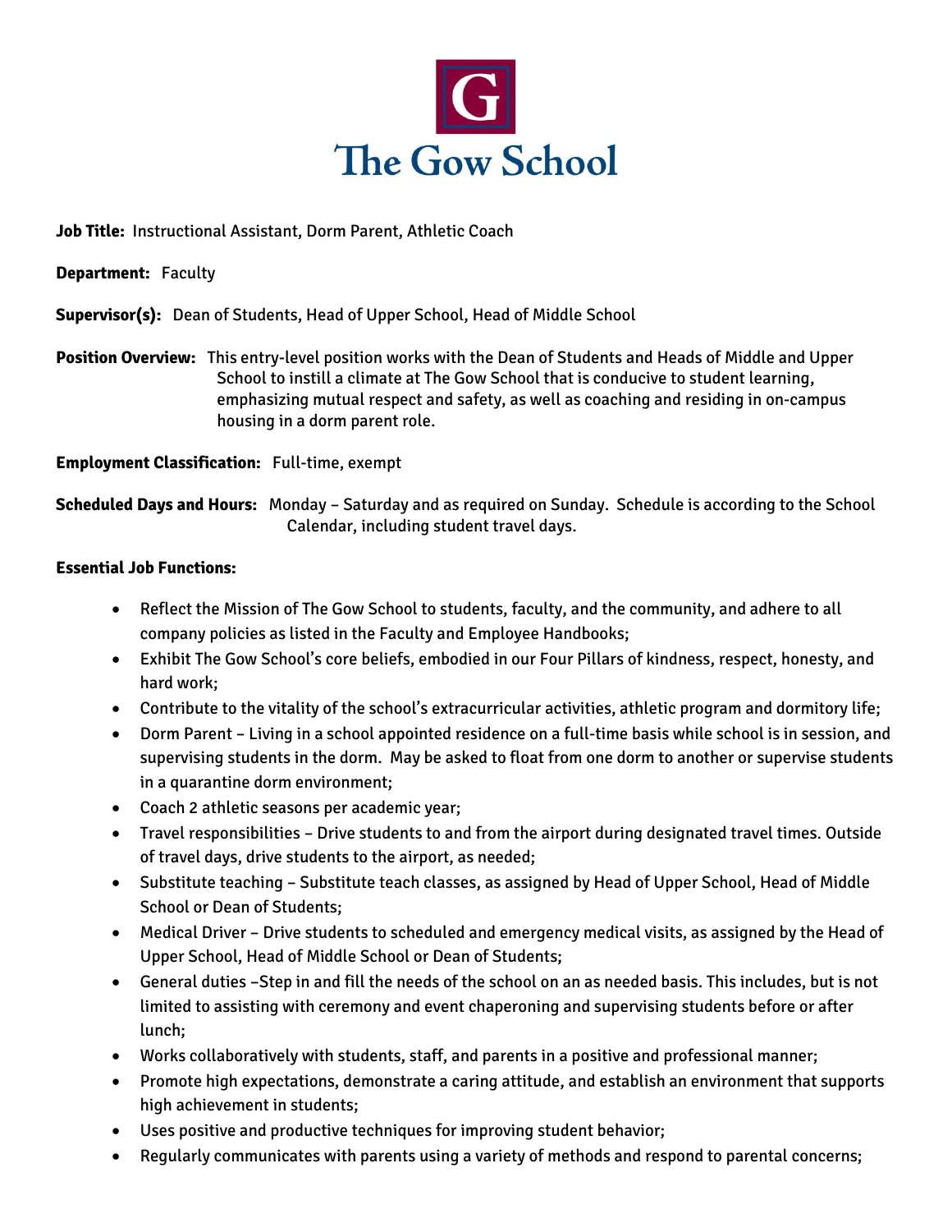# The Gow School

**Job Title:** Instructional Assistant, Dorm Parent, Athletic Coach

**Department:** Faculty

**Supervisor(s):** Dean of Students, Head of Upper School, Head of Middle School

**Position Overview:** This entry-level position works with the Dean of Students and Heads of Middle and Upper School to instill a climate at The Gow School that is conducive to student learning, emphasizing mutual respect and safety, as well as coaching and residing in on-campus housing in a dorm parent role.

**Employment Classification:** Full-time, exempt

**Scheduled Days and Hours:** Monday – Saturday and as required on Sunday. Schedule is according to the School Calendar, including student travel days.

**Essential Job Functions:**

- Reflect the Mission of The Gow School to students, faculty, and the community, and adhere to all company policies as listed in the Faculty and Employee Handbooks;
- Exhibit The Gow School's core beliefs, embodied in our Four Pillars of kindness, respect, honesty, and hard work;
- Contribute to the vitality of the school's extracurricular activities, athletic program and dormitory life;
- Dorm Parent – Living in a school appointed residence on a full-time basis while school is in session, and supervising students in the dorm. May be asked to float from one dorm to another or supervise students in a quarantine dorm environment;
- Coach 2 athletic seasons per academic year;
- Travel responsibilities – Drive students to and from the airport during designated travel times. Outside of travel days, drive students to the airport, as needed;
- Substitute teaching – Substitute teach classes, as assigned by Head of Upper School, Head of Middle School or Dean of Students;
- Medical Driver – Drive students to scheduled and emergency medical visits, as assigned by the Head of Upper School, Head of Middle School or Dean of Students;
- General duties –Step in and fill the needs of the school on an as needed basis. This includes, but is not limited to assisting with ceremony and event chaperoning and supervising students before or after lunch;
- Works collaboratively with students, staff, and parents in a positive and professional manner;
- Promote high expectations, demonstrate a caring attitude, and establish an environment that supports high achievement in students;
- Uses positive and productive techniques for improving student behavior;
- Regularly communicates with parents using a variety of methods and respond to parental concerns;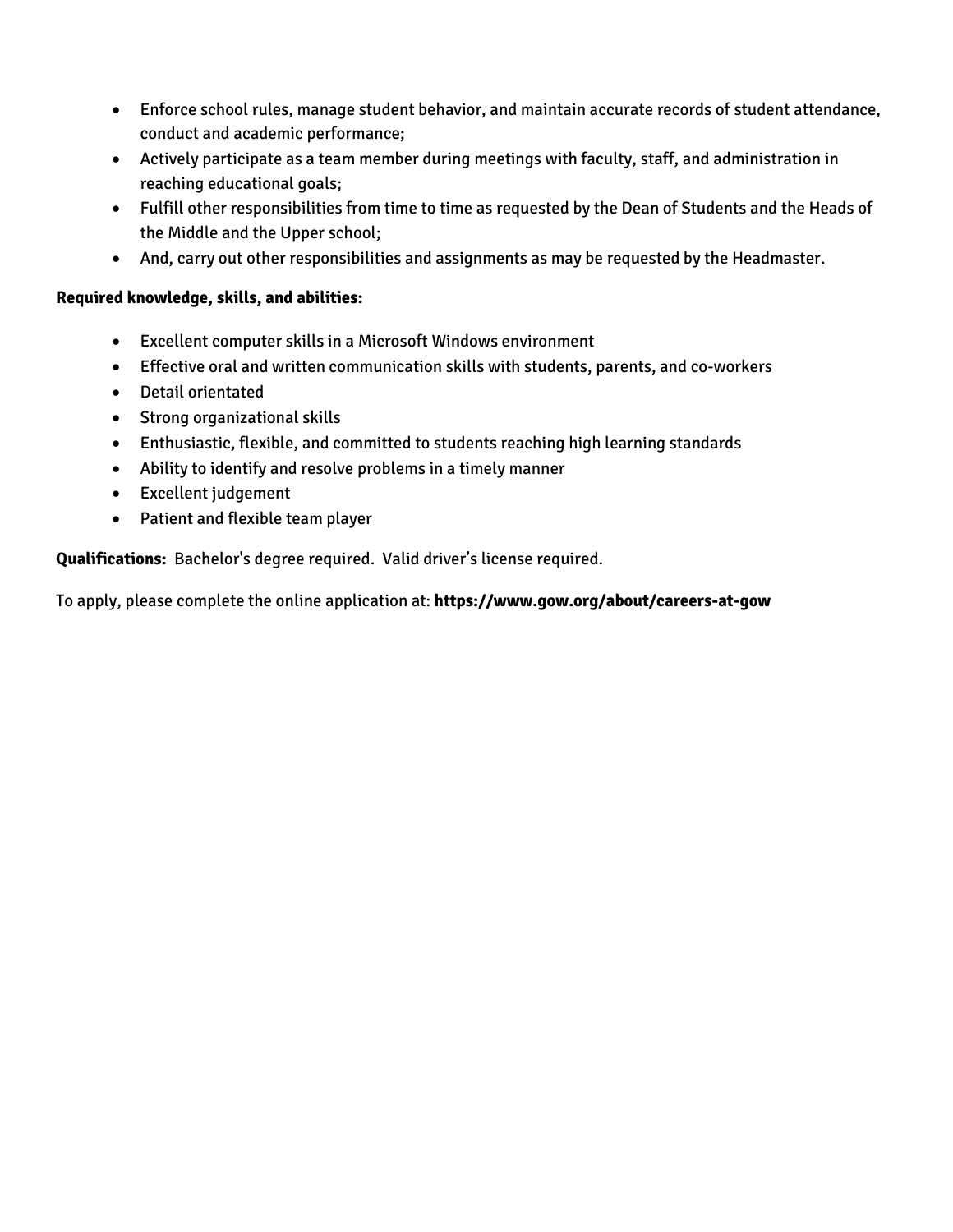- Enforce school rules, manage student behavior, and maintain accurate records of student attendance, conduct and academic performance;
- Actively participate as a team member during meetings with faculty, staff, and administration in reaching educational goals;
- Fulfill other responsibilities from time to time as requested by the Dean of Students and the Heads of the Middle and the Upper school;
- And, carry out other responsibilities and assignments as may be requested by the Headmaster.

**Required knowledge, skills, and abilities:**

- Excellent computer skills in a Microsoft Windows environment
- Effective oral and written communication skills with students, parents, and co-workers
- Detail orientated
- Strong organizational skills
- Enthusiastic, flexible, and committed to students reaching high learning standards
- Ability to identify and resolve problems in a timely manner
- Excellent judgement
- Patient and flexible team player

**Qualifications:** Bachelor's degree required. Valid driver's license required.

To apply, please complete the online application at: **https://www.gow.org/about/careers-at-gow**